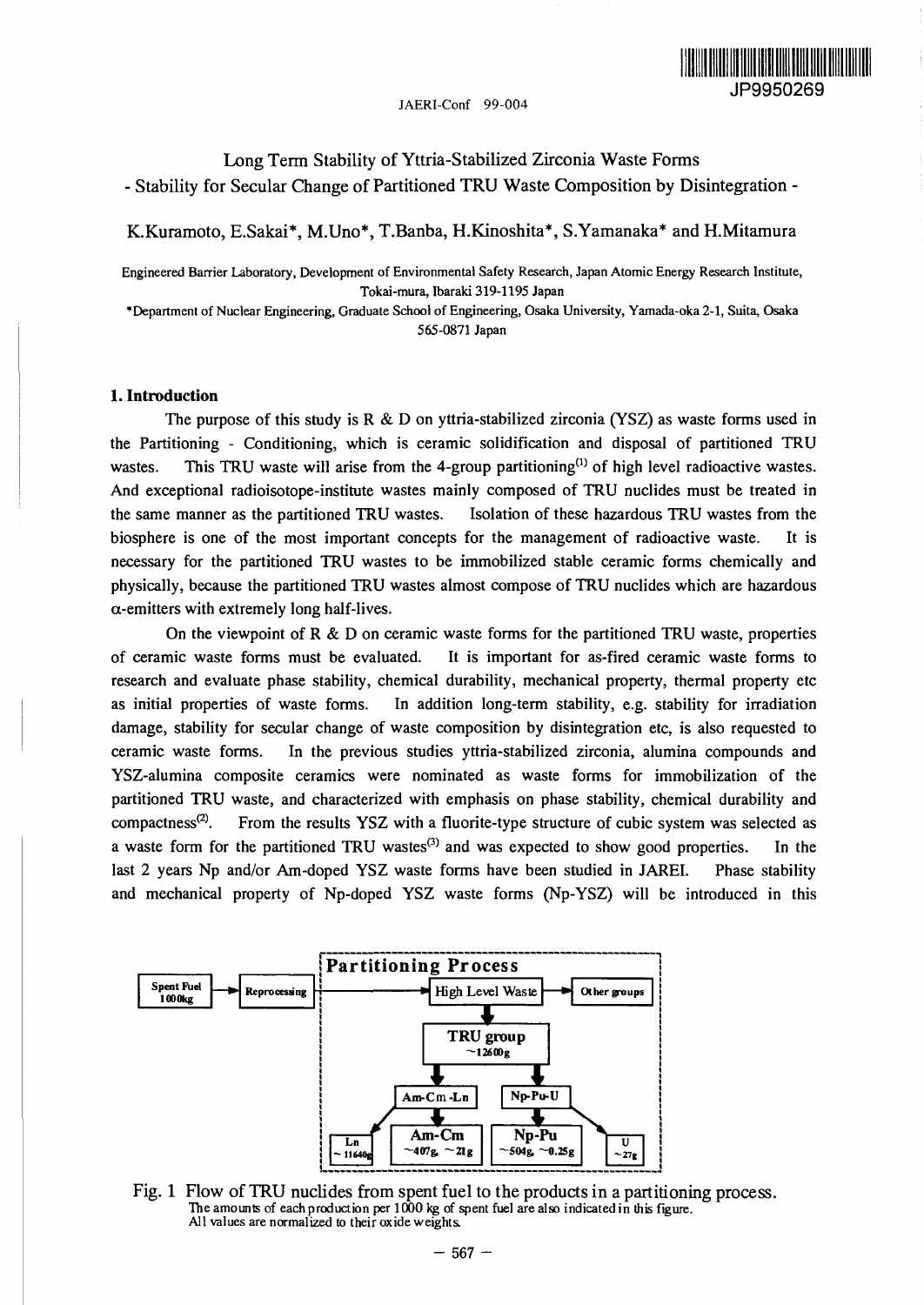# Long Term Stability of Yttria-Stabilized Zirconia Waste Forms
## - Stability for Secular Change of Partitioned TRU Waste Composition by Disintegration -

K.Kuramoto, E.Sakai*, M.Uno*, T.Banba, H.Kinoshita*, S.Yamanaka* and H.Mitamura

Engineered Barrier Laboratory, Development of Environmental Safety Research, Japan Atomic Energy Research Institute, Tokai-mura, Ibaraki 319-1195 Japan

*Department of Nuclear Engineering, Graduate School of Engineering, Osaka University, Yamada-oka 2-1, Suita, Osaka 565-0871 Japan

### 1. Introduction

The purpose of this study is R & D on yttria-stabilized zirconia (YSZ) as waste forms used in the Partitioning - Conditioning, which is ceramic solidification and disposal of partitioned TRU wastes. This TRU waste will arise from the 4-group partitioning[1] of high level radioactive wastes. And exceptional radioisotope-institute wastes mainly composed of TRU nuclides must be treated in the same manner as the partitioned TRU wastes. Isolation of these hazardous TRU wastes from the biosphere is one of the most important concepts for the management of radioactive waste. It is necessary for the partitioned TRU wastes to be immobilized stable ceramic forms chemically and physically, because the partitioned TRU wastes almost compose of TRU nuclides which are hazardous $\alpha$-emitters with extremely long half-lives.

On the viewpoint of R & D on ceramic waste forms for the partitioned TRU waste, properties of ceramic waste forms must be evaluated. It is important for as-fired ceramic waste forms to research and evaluate phase stability, chemical durability, mechanical property, thermal property etc as initial properties of waste forms. In addition long-term stability, e.g. stability for irradiation damage, stability for secular change of waste composition by disintegration etc, is also requested to ceramic waste forms. In the previous studies yttria-stabilized zirconia, alumina compounds and YSZ-alumina composite ceramics were nominated as waste forms for immobilization of the partitioned TRU waste, and characterized with emphasis on phase stability, chemical durability and compactness[2]. From the results YSZ with a fluorite-type structure of cubic system was selected as a waste form for the partitioned TRU wastes[3] and was expected to show good properties. In the last 2 years Np and/or Am-doped YSZ waste forms have been studied in JAREI. Phase stability and mechanical property of Np-doped YSZ waste forms (Np-YSZ) will be introduced in this

Fig. 1 Flow of TRU nuclides from spent fuel to the products in a partitioning process.
The amounts of each production per 1000 kg of spent fuel are also indicated in this figure.
All values are normalized to their oxide weights.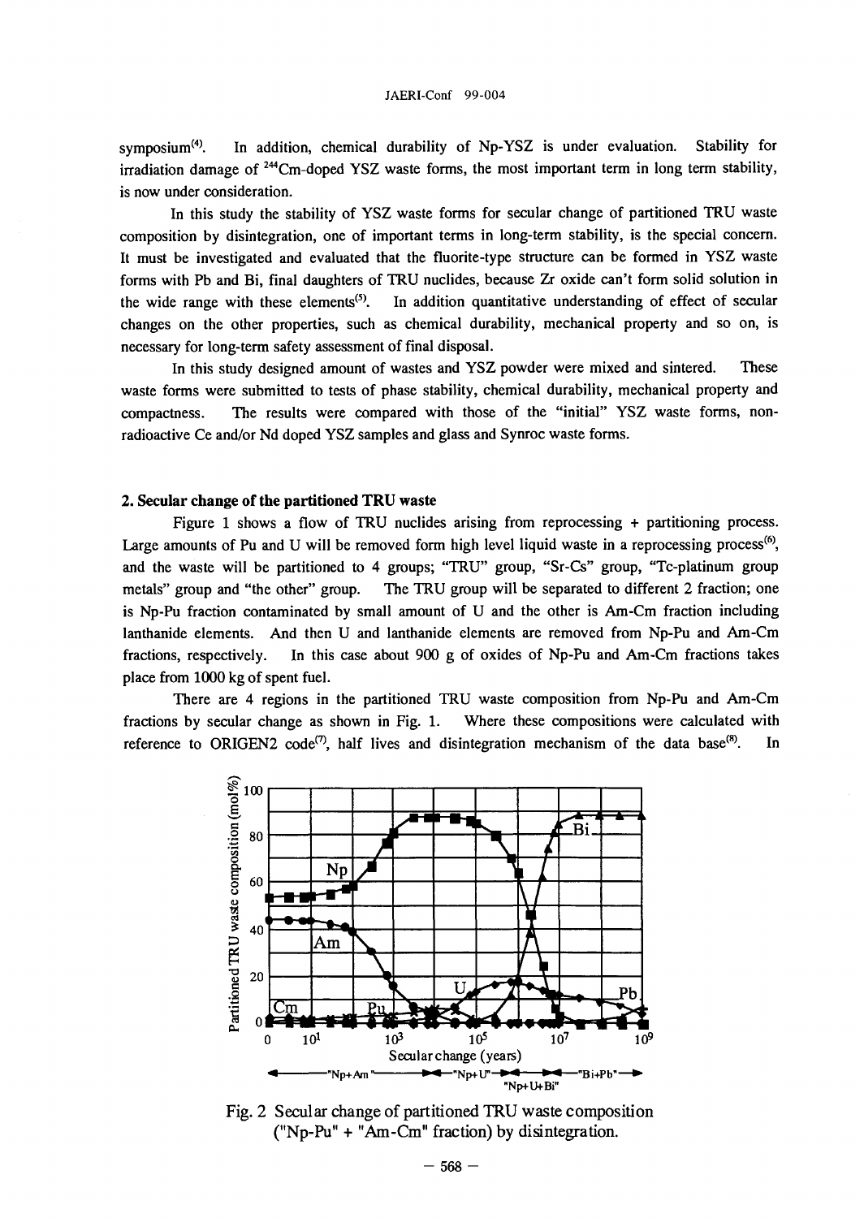symposium[4]. In addition, chemical durability of Np-YSZ is under evaluation. Stability for irradiation damage of $^{244}$Cm-doped YSZ waste forms, the most important term in long term stability, is now under consideration.

In this study the stability of YSZ waste forms for secular change of partitioned TRU waste composition by disintegration, one of important terms in long-term stability, is the special concern. It must be investigated and evaluated that the fluorite-type structure can be formed in YSZ waste forms with Pb and Bi, final daughters of TRU nuclides, because Zr oxide can't form solid solution in the wide range with these elements[5]. In addition quantitative understanding of effect of secular changes on the other properties, such as chemical durability, mechanical property and so on, is necessary for long-term safety assessment of final disposal.

In this study designed amount of wastes and YSZ powder were mixed and sintered. These waste forms were submitted to tests of phase stability, chemical durability, mechanical property and compactness. The results were compared with those of the "initial" YSZ waste forms, non-radioactive Ce and/or Nd doped YSZ samples and glass and Synroc waste forms.

## 2. Secular change of the partitioned TRU waste

Figure 1 shows a flow of TRU nuclides arising from reprocessing + partitioning process. Large amounts of Pu and U will be removed form high level liquid waste in a reprocessing process[6], and the waste will be partitioned to 4 groups; "TRU" group, "Sr-Cs" group, "Tc-platinum group metals" group and "the other" group. The TRU group will be separated to different 2 fraction; one is Np-Pu fraction contaminated by small amount of U and the other is Am-Cm fraction including lanthanide elements. And then U and lanthanide elements are removed from Np-Pu and Am-Cm fractions, respectively. In this case about 900 g of oxides of Np-Pu and Am-Cm fractions takes place from 1000 kg of spent fuel.

There are 4 regions in the partitioned TRU waste composition from Np-Pu and Am-Cm fractions by secular change as shown in Fig. 1. Where these compositions were calculated with reference to ORIGEN2 code[7], half lives and disintegration mechanism of the data base[8]. In

Fig. 2 Secular change of partitioned TRU waste composition ("Np-Pu" + "Am-Cm" fraction) by disintegration.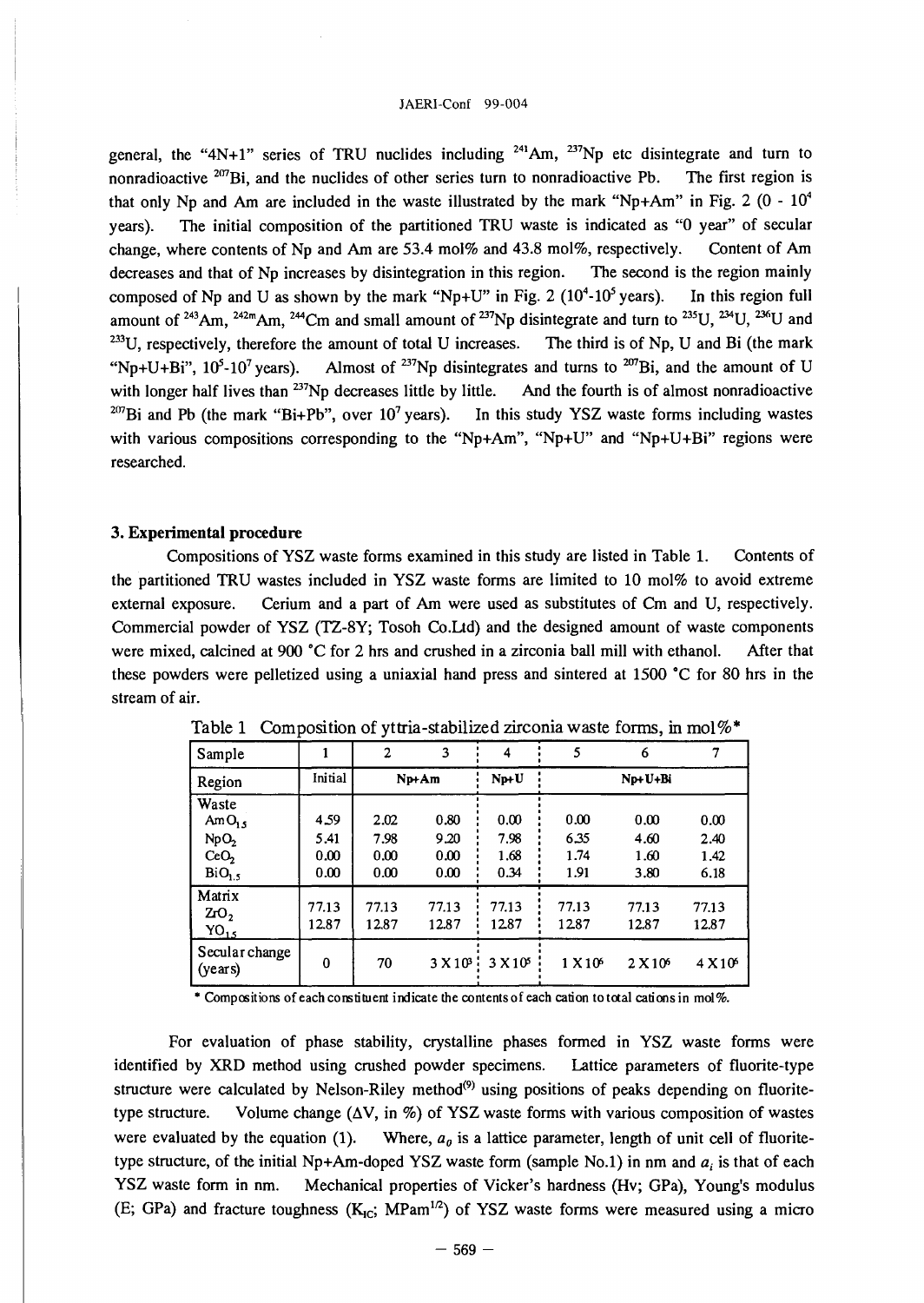general, the "4N+1" series of TRU nuclides including $^{241}Am$, $^{237}Np$ etc disintegrate and turn to nonradioactive $^{207}Bi$, and the nuclides of other series turn to nonradioactive Pb. The first region is that only Np and Am are included in the waste illustrated by the mark "Np+Am" in Fig. 2 (0 - $10^4$ years). The initial composition of the partitioned TRU waste is indicated as "0 year" of secular change, where contents of Np and Am are 53.4 mol% and 43.8 mol%, respectively. Content of Am decreases and that of Np increases by disintegration in this region. The second is the region mainly composed of Np and U as shown by the mark "Np+U" in Fig. 2 ($10^4$-$10^5$ years). In this region full amount of $^{243}Am$, $^{242m}Am$, $^{244}Cm$ and small amount of $^{237}Np$ disintegrate and turn to $^{235}U$, $^{234}U$, $^{236}U$ and $^{233}U$, respectively, therefore the amount of total U increases. The third is of Np, U and Bi (the mark "Np+U+Bi", $10^5$-$10^7$ years). Almost of $^{237}Np$ disintegrates and turns to $^{207}Bi$, and the amount of U with longer half lives than $^{237}Np$ decreases little by little. And the fourth is of almost nonradioactive $^{207}Bi$ and Pb (the mark "Bi+Pb", over $10^7$ years). In this study YSZ waste forms including wastes with various compositions corresponding to the "Np+Am", "Np+U" and "Np+U+Bi" regions were researched.

## 3. Experimental procedure

Compositions of YSZ waste forms examined in this study are listed in Table 1. Contents of the partitioned TRU wastes included in YSZ waste forms are limited to 10 mol% to avoid extreme external exposure. Cerium and a part of Am were used as substitutes of Cm and U, respectively. Commercial powder of YSZ (TZ-8Y; Tosoh Co.Ltd) and the designed amount of waste components were mixed, calcined at 900 °C for 2 hrs and crushed in a zirconia ball mill with ethanol. After that these powders were pelletized using a uniaxial hand press and sintered at 1500 °C for 80 hrs in the stream of air.

Table 1 Composition of yttria-stabilized zirconia waste forms, in mol%*

| Sample | 1 | 2 | 3 | 4 | 5 | 6 | 7 |
|---|---|---|---|---|---|---|---|
| Region | Initial | Np+Am | | Np+U | Np+U+Bi | | |
| Waste | | | | | | | |
| $AmO_{1.5}$ | 4.59 | 2.02 | 0.80 | 0.00 | 0.00 | 0.00 | 0.00 |
| $NpO_2$ | 5.41 | 7.98 | 9.20 | 7.98 | 6.35 | 4.60 | 2.40 |
| $CeO_2$ | 0.00 | 0.00 | 0.00 | 1.68 | 1.74 | 1.60 | 1.42 |
| $BiO_{1.5}$ | 0.00 | 0.00 | 0.00 | 0.34 | 1.91 | 3.80 | 6.18 |
| Matrix | | | | | | | |
| $ZrO_2$ | 77.13 | 77.13 | 77.13 | 77.13 | 77.13 | 77.13 | 77.13 |
| $YO_{1.5}$ | 12.87 | 12.87 | 12.87 | 12.87 | 12.87 | 12.87 | 12.87 |
| Secular change (years) | 0 | 70 | $3 \times 10^3$ | $3 \times 10^5$ | $1 \times 10^6$ | $2 \times 10^6$ | $4 \times 10^6$ |

\* Compositions of each constituent indicate the contents of each cation to total cations in mol%.

For evaluation of phase stability, crystalline phases formed in YSZ waste forms were identified by XRD method using crushed powder specimens. Lattice parameters of fluorite-type structure were calculated by Nelson-Riley method[9] using positions of peaks depending on fluorite-type structure. Volume change ($\Delta V$, in %) of YSZ waste forms with various composition of wastes were evaluated by the equation (1). Where, $a_0$ is a lattice parameter, length of unit cell of fluorite-type structure, of the initial Np+Am-doped YSZ waste form (sample No.1) in nm and $a_i$ is that of each YSZ waste form in nm. Mechanical properties of Vicker's hardness (Hv; GPa), Young's modulus (E; GPa) and fracture toughness ($K_{IC}$; $MPam^{1/2}$) of YSZ waste forms were measured using a micro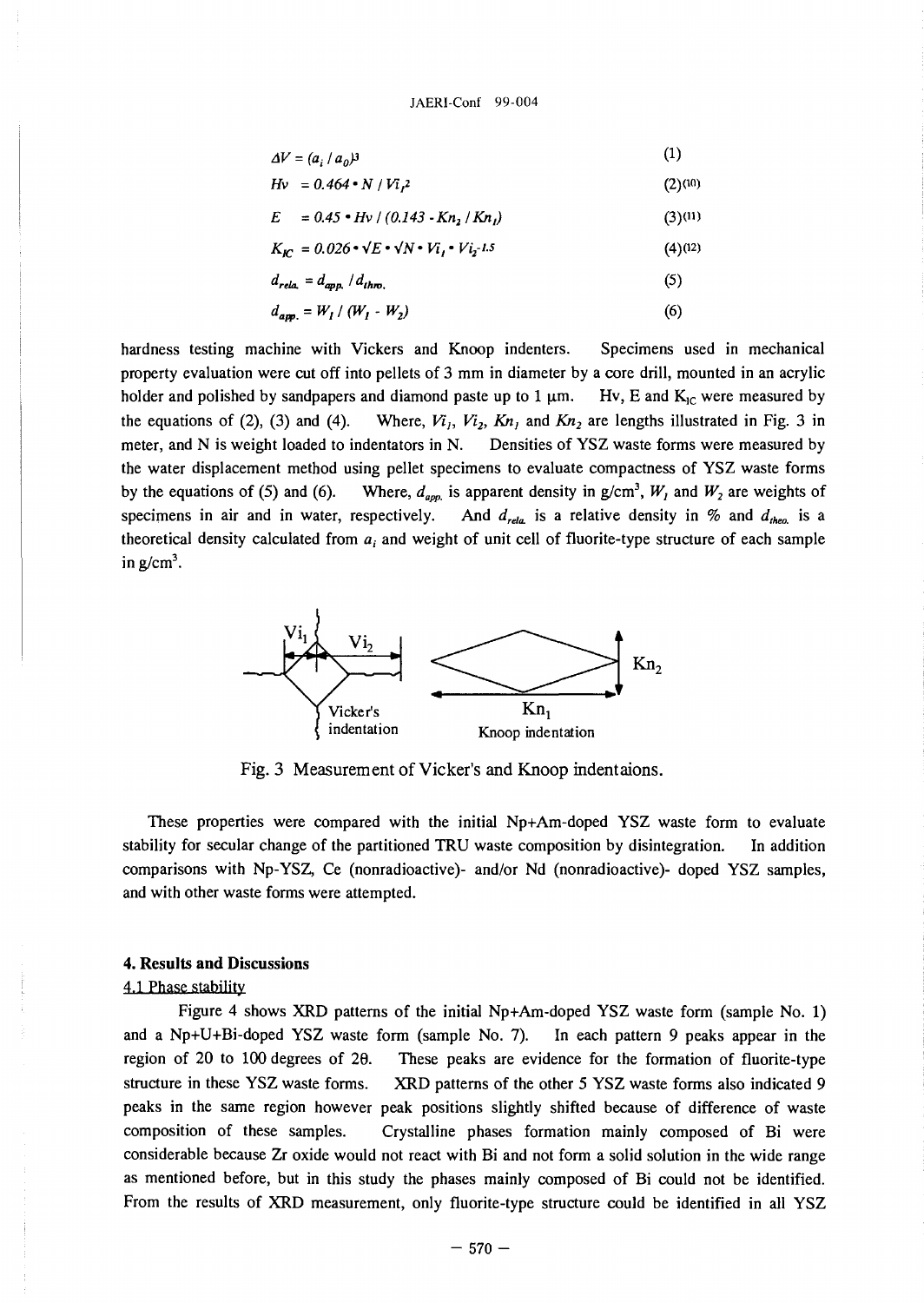$$\Delta V = (a_i / a_0)^3 \tag{1}$$

$$Hv = 0.464 \cdot N / Vi_1^2 \tag{2}$$ [10]

$$E = 0.45 \cdot Hv / (0.143 - Kn_2 / Kn_1) \tag{3}$$ [11]

$$K_{IC} = 0.026 \cdot \sqrt{E} \cdot \sqrt{N} \cdot Vi_1 \cdot Vi_2^{-1.5} \tag{4}$$ [12]

$$d_{rela.} = d_{app.} / d_{thro.} \tag{5}$$

$$d_{app.} = W_1 / (W_1 - W_2) \tag{6}$$

hardness testing machine with Vickers and Knoop indenters. Specimens used in mechanical property evaluation were cut off into pellets of 3 mm in diameter by a core drill, mounted in an acrylic holder and polished by sandpapers and diamond paste up to 1 μm. Hv, E and $K_{IC}$ were measured by the equations of (2), (3) and (4). Where, $Vi_1$, $Vi_2$, $Kn_1$ and $Kn_2$ are lengths illustrated in Fig. 3 in meter, and N is weight loaded to indentators in N. Densities of YSZ waste forms were measured by the water displacement method using pellet specimens to evaluate compactness of YSZ waste forms by the equations of (5) and (6). Where, $d_{app.}$ is apparent density in g/cm$^3$, $W_1$ and $W_2$ are weights of specimens in air and in water, respectively. And $d_{rela.}$ is a relative density in % and $d_{theo.}$ is a theoretical density calculated from $a_i$ and weight of unit cell of fluorite-type structure of each sample in g/cm$^3$.

Fig. 3 Measurement of Vicker's and Knoop indentaions.

These properties were compared with the initial Np+Am-doped YSZ waste form to evaluate stability for secular change of the partitioned TRU waste composition by disintegration. In addition comparisons with Np-YSZ, Ce (nonradioactive)- and/or Nd (nonradioactive)- doped YSZ samples, and with other waste forms were attempted.

## 4. Results and Discussions

### 4.1 Phase stability

Figure 4 shows XRD patterns of the initial Np+Am-doped YSZ waste form (sample No. 1) and a Np+U+Bi-doped YSZ waste form (sample No. 7). In each pattern 9 peaks appear in the region of 20 to 100 degrees of 2θ. These peaks are evidence for the formation of fluorite-type structure in these YSZ waste forms. XRD patterns of the other 5 YSZ waste forms also indicated 9 peaks in the same region however peak positions slightly shifted because of difference of waste composition of these samples. Crystalline phases formation mainly composed of Bi were considerable because Zr oxide would not react with Bi and not form a solid solution in the wide range as mentioned before, but in this study the phases mainly composed of Bi could not be identified. From the results of XRD measurement, only fluorite-type structure could be identified in all YSZ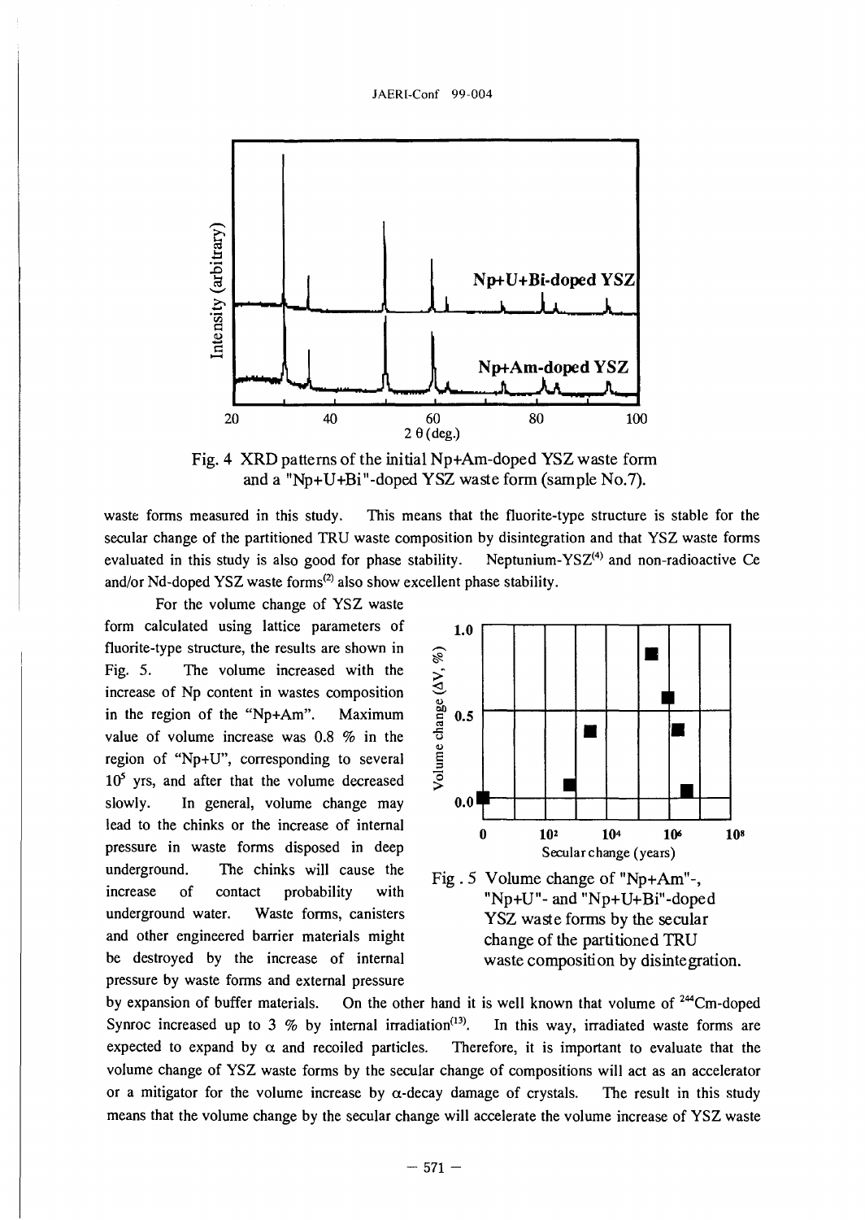Fig. 4 XRD patterns of the initial Np+Am-doped YSZ waste form and a "Np+U+Bi"-doped YSZ waste form (sample No.7).

waste forms measured in this study. This means that the fluorite-type structure is stable for the secular change of the partitioned TRU waste composition by disintegration and that YSZ waste forms evaluated in this study is also good for phase stability. Neptunium-YSZ[4] and non-radioactive Ce and/or Nd-doped YSZ waste forms[2] also show excellent phase stability.

For the volume change of YSZ waste form calculated using lattice parameters of fluorite-type structure, the results are shown in Fig. 5. The volume increased with the increase of Np content in wastes composition in the region of the "Np+Am". Maximum value of volume increase was 0.8 % in the region of "Np+U", corresponding to several $10^5$ yrs, and after that the volume decreased slowly. In general, volume change may lead to the chinks or the increase of internal pressure in waste forms disposed in deep underground. The chinks will cause the increase of contact probability with underground water. Waste forms, canisters and other engineered barrier materials might be destroyed by the increase of internal pressure by waste forms and external pressure by expansion of buffer materials. On the other hand it is well known that volume of $^{244}$Cm-doped Synroc increased up to 3 % by internal irradiation[13]. In this way, irradiated waste forms are expected to expand by $\alpha$ and recoiled particles. Therefore, it is important to evaluate that the volume change of YSZ waste forms by the secular change of compositions will act as an accelerator or a mitigator for the volume increase by $\alpha$-decay damage of crystals. The result in this study means that the volume change by the secular change will accelerate the volume increase of YSZ waste

Fig. 5 Volume change of "Np+Am"-, "Np+U"- and "Np+U+Bi"-doped YSZ waste forms by the secular change of the partitioned TRU waste composition by disintegration.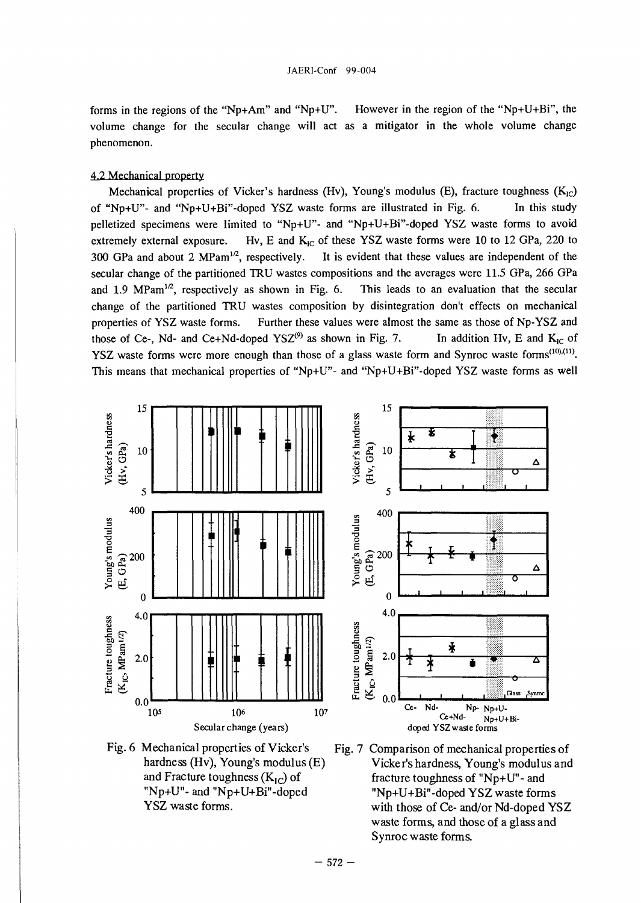forms in the regions of the "Np+Am" and "Np+U". However in the region of the "Np+U+Bi", the volume change for the secular change will act as a mitigator in the whole volume change phenomenon.

### 4.2 Mechanical property

Mechanical properties of Vicker's hardness (Hv), Young's modulus (E), fracture toughness ($K_{IC}$) of "Np+U"- and "Np+U+Bi"-doped YSZ waste forms are illustrated in Fig. 6. In this study pelletized specimens were limited to "Np+U"- and "Np+U+Bi"-doped YSZ waste forms to avoid extremely external exposure. Hv, E and $K_{IC}$ of these YSZ waste forms were 10 to 12 GPa, 220 to 300 GPa and about 2 $MPam^{1/2}$, respectively. It is evident that these values are independent of the secular change of the partitioned TRU wastes compositions and the averages were 11.5 GPa, 266 GPa and 1.9 $MPam^{1/2}$, respectively as shown in Fig. 6. This leads to an evaluation that the secular change of the partitioned TRU wastes composition by disintegration don't effects on mechanical properties of YSZ waste forms. Further these values were almost the same as those of Np-YSZ and those of Ce-, Nd- and Ce+Nd-doped YSZ[9] as shown in Fig. 7. In addition Hv, E and $K_{IC}$ of YSZ waste forms were more enough than those of a glass waste form and Synroc waste forms[10],[11]. This means that mechanical properties of "Np+U"- and "Np+U+Bi"-doped YSZ waste forms as well

Fig. 6 Mechanical properties of Vicker's hardness (Hv), Young's modulus (E) and Fracture toughness ($K_{IC}$) of "Np+U"- and "Np+U+Bi"-doped YSZ waste forms.

Fig. 7 Comparison of mechanical properties of Vicker's hardness, Young's modulus and fracture toughness of "Np+U"- and "Np+U+Bi"-doped YSZ waste forms with those of Ce- and/or Nd-doped YSZ waste forms, and those of a glass and Synroc waste forms.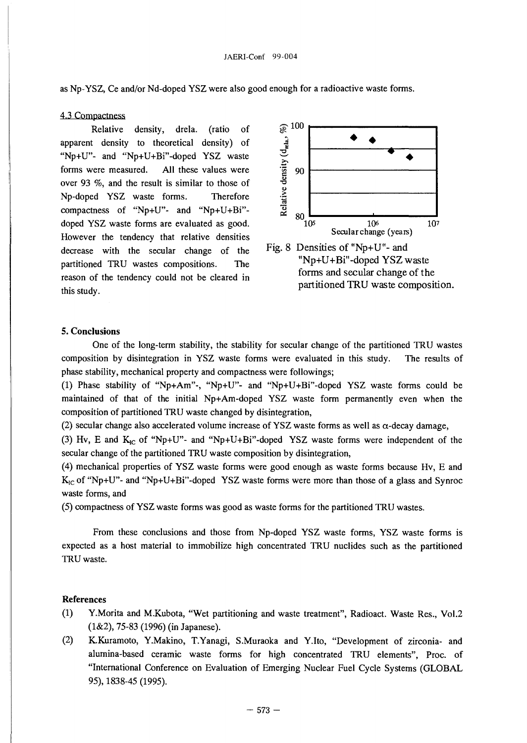as Np-YSZ, Ce and/or Nd-doped YSZ were also good enough for a radioactive waste forms.

### 4.3 Compactness

Relative density, drela. (ratio of apparent density to theoretical density) of "Np+U"- and "Np+U+Bi"-doped YSZ waste forms were measured. All these values were over 93 %, and the result is similar to those of Np-doped YSZ waste forms. Therefore compactness of "Np+U"- and "Np+U+Bi"-doped YSZ waste forms are evaluated as good. However the tendency that relative densities decrease with the secular change of the partitioned TRU wastes compositions. The reason of the tendency could not be cleared in this study.

Fig. 8 Densities of "Np+U"- and "Np+U+Bi"-doped YSZ waste forms and secular change of the partitioned TRU waste composition.

## 5. Conclusions

One of the long-term stability, the stability for secular change of the partitioned TRU wastes composition by disintegration in YSZ waste forms were evaluated in this study. The results of phase stability, mechanical property and compactness were followings;

(1) Phase stability of "Np+Am"-, "Np+U"- and "Np+U+Bi"-doped YSZ waste forms could be maintained of that of the initial Np+Am-doped YSZ waste form permanently even when the composition of partitioned TRU waste changed by disintegration,

(2) secular change also accelerated volume increase of YSZ waste forms as well as $\alpha$-decay damage,

(3) Hv, E and $K_{IC}$ of "Np+U"- and "Np+U+Bi"-doped YSZ waste forms were independent of the secular change of the partitioned TRU waste composition by disintegration,

(4) mechanical properties of YSZ waste forms were good enough as waste forms because Hv, E and $K_{IC}$ of "Np+U"- and "Np+U+Bi"-doped YSZ waste forms were more than those of a glass and Synroc waste forms, and

(5) compactness of YSZ waste forms was good as waste forms for the partitioned TRU wastes.

From these conclusions and those from Np-doped YSZ waste forms, YSZ waste forms is expected as a host material to immobilize high concentrated TRU nuclides such as the partitioned TRU waste.

## References

(1) Y.Morita and M.Kubota, "Wet partitioning and waste treatment", Radioact. Waste Res., Vol.2 (1&2), 75-83 (1996) (in Japanese).

(2) K.Kuramoto, Y.Makino, T.Yanagi, S.Muraoka and Y.Ito, "Development of zirconia- and alumina-based ceramic waste forms for high concentrated TRU elements", Proc. of "International Conference on Evaluation of Emerging Nuclear Fuel Cycle Systems (GLOBAL 95), 1838-45 (1995).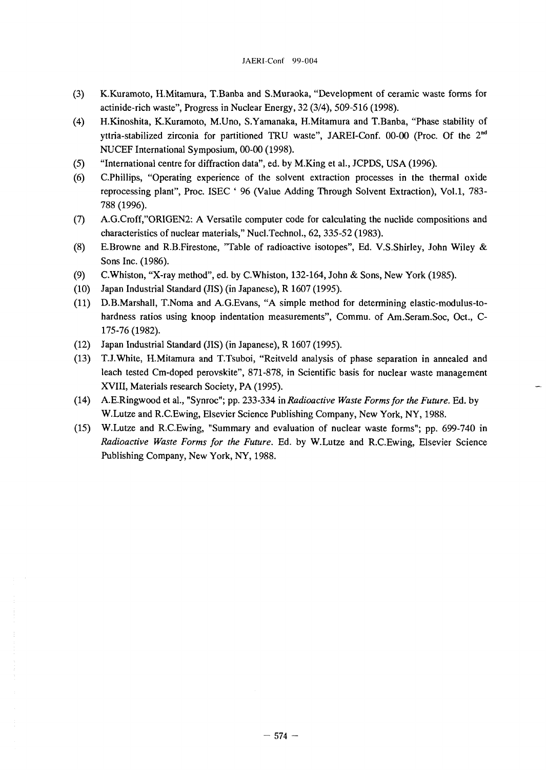(3) K.Kuramoto, H.Mitamura, T.Banba and S.Muraoka, "Development of ceramic waste forms for actinide-rich waste", Progress in Nuclear Energy, 32 (3/4), 509-516 (1998).

(4) H.Kinoshita, K.Kuramoto, M.Uno, S.Yamanaka, H.Mitamura and T.Banba, "Phase stability of yttria-stabilized zirconia for partitioned TRU waste", JAREI-Conf. 00-00 (Proc. Of the 2nd NUCEF International Symposium, 00-00 (1998).

(5) "International centre for diffraction data", ed. by M.King et al., JCPDS, USA (1996).

(6) C.Phillips, "Operating experience of the solvent extraction processes in the thermal oxide reprocessing plant", Proc. ISEC ' 96 (Value Adding Through Solvent Extraction), Vol.1, 783-788 (1996).

(7) A.G.Croff,"ORIGEN2: A Versatile computer code for calculating the nuclide compositions and characteristics of nuclear materials," Nucl.Technol., 62, 335-52 (1983).

(8) E.Browne and R.B.Firestone, "Table of radioactive isotopes", Ed. V.S.Shirley, John Wiley & Sons Inc. (1986).

(9) C.Whiston, "X-ray method", ed. by C.Whiston, 132-164, John & Sons, New York (1985).

(10) Japan Industrial Standard (JIS) (in Japanese), R 1607 (1995).

(11) D.B.Marshall, T.Noma and A.G.Evans, "A simple method for determining elastic-modulus-to-hardness ratios using knoop indentation measurements", Commu. of Am.Seram.Soc, Oct., C-175-76 (1982).

(12) Japan Industrial Standard (JIS) (in Japanese), R 1607 (1995).

(13) T.J.White, H.Mitamura and T.Tsuboi, "Reitveld analysis of phase separation in annealed and leach tested Cm-doped perovskite", 871-878, in Scientific basis for nuclear waste management XVIII, Materials research Society, PA (1995).

(14) A.E.Ringwood et al., "Synroc"; pp. 233-334 in *Radioactive Waste Forms for the Future*. Ed. by W.Lutze and R.C.Ewing, Elsevier Science Publishing Company, New York, NY, 1988.

(15) W.Lutze and R.C.Ewing, "Summary and evaluation of nuclear waste forms"; pp. 699-740 in *Radioactive Waste Forms for the Future*. Ed. by W.Lutze and R.C.Ewing, Elsevier Science Publishing Company, New York, NY, 1988.